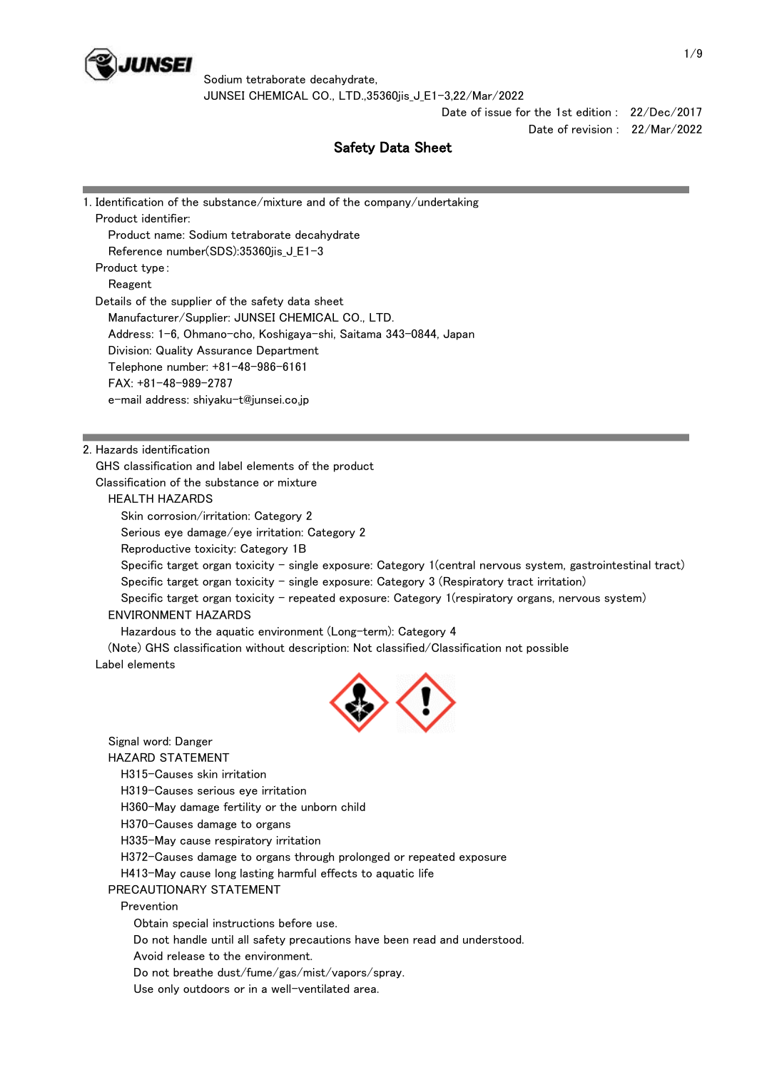Sodium tetraborate decahydrate,
JUNSEI CHEMICAL CO., LTD.,35360jis_J_E1-3,22/Mar/2022

Date of issue for the 1st edition : 22/Dec/2017
Date of revision : 22/Mar/2022

# Safety Data Sheet

## 1. Identification of the substance/mixture and of the company/undertaking

Product identifier:
- Product name: Sodium tetraborate decahydrate
- Reference number(SDS):35360jis_J_E1-3

Product type:
- Reagent

Details of the supplier of the safety data sheet
- Manufacturer/Supplier: JUNSEI CHEMICAL CO., LTD.
- Address: 1-6, Ohmano-cho, Koshigaya-shi, Saitama 343-0844, Japan
- Division: Quality Assurance Department
- Telephone number: +81-48-986-6161
- FAX: +81-48-989-2787
- e-mail address: shiyaku-t@junsei.co.jp

## 2. Hazards identification

GHS classification and label elements of the product

Classification of the substance or mixture

HEALTH HAZARDS
- Skin corrosion/irritation: Category 2
- Serious eye damage/eye irritation: Category 2
- Reproductive toxicity: Category 1B
- Specific target organ toxicity - single exposure: Category 1(central nervous system, gastrointestinal tract)
- Specific target organ toxicity - single exposure: Category 3 (Respiratory tract irritation)
- Specific target organ toxicity - repeated exposure: Category 1(respiratory organs, nervous system)

ENVIRONMENT HAZARDS
- Hazardous to the aquatic environment (Long-term): Category 4

(Note) GHS classification without description: Not classified/Classification not possible

Label elements

Signal word: Danger

HAZARD STATEMENT
- H315-Causes skin irritation
- H319-Causes serious eye irritation
- H360-May damage fertility or the unborn child
- H370-Causes damage to organs
- H335-May cause respiratory irritation
- H372-Causes damage to organs through prolonged or repeated exposure
- H413-May cause long lasting harmful effects to aquatic life

PRECAUTIONARY STATEMENT

Prevention
- Obtain special instructions before use.
- Do not handle until all safety precautions have been read and understood.
- Avoid release to the environment.
- Do not breathe dust/fume/gas/mist/vapors/spray.
- Use only outdoors or in a well-ventilated area.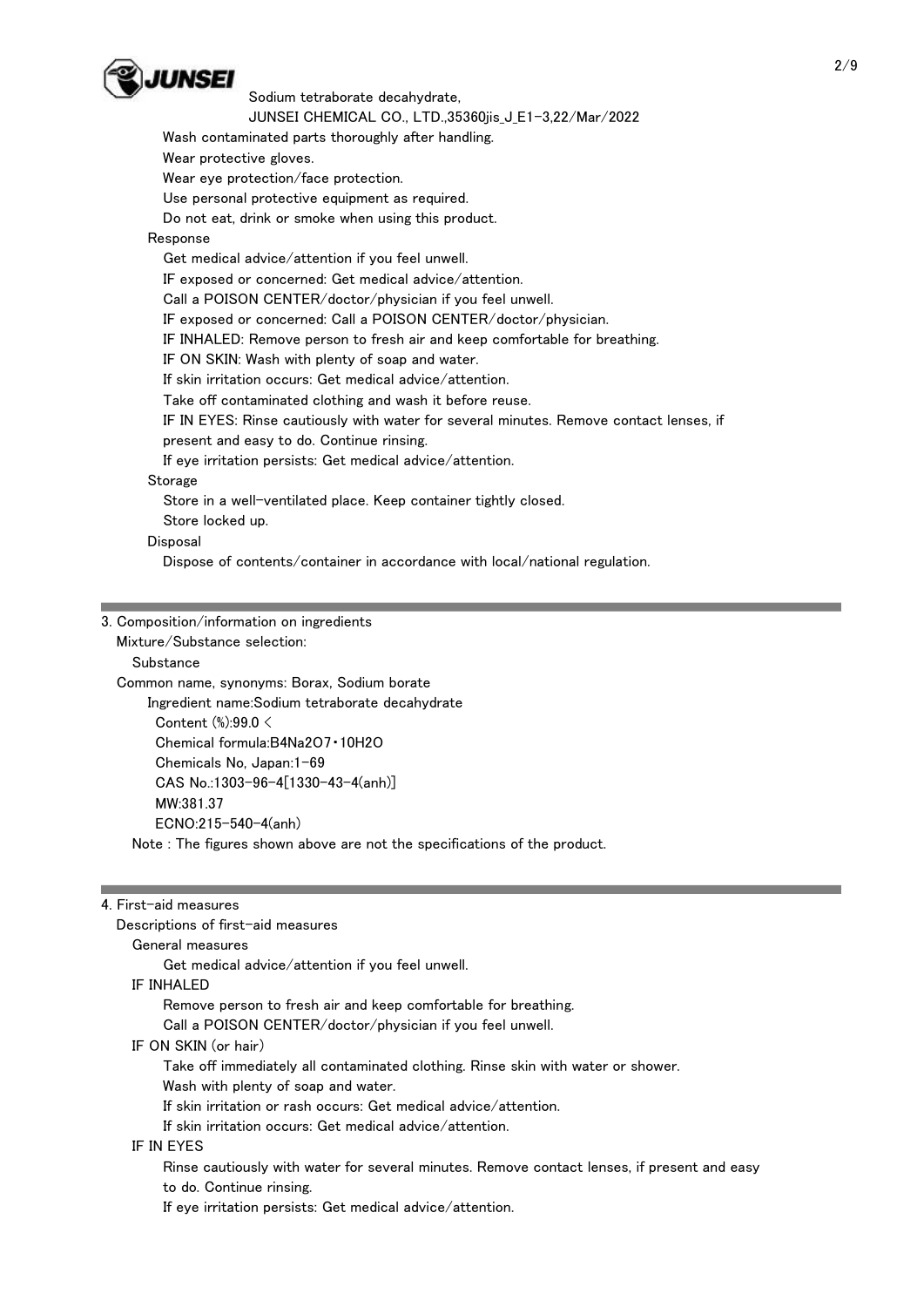Wash contaminated parts thoroughly after handling.
Wear protective gloves.
Wear eye protection/face protection.
Use personal protective equipment as required.
Do not eat, drink or smoke when using this product.

Response

Get medical advice/attention if you feel unwell.
IF exposed or concerned: Get medical advice/attention.
Call a POISON CENTER/doctor/physician if you feel unwell.
IF exposed or concerned: Call a POISON CENTER/doctor/physician.
IF INHALED: Remove person to fresh air and keep comfortable for breathing.
IF ON SKIN: Wash with plenty of soap and water.
If skin irritation occurs: Get medical advice/attention.
Take off contaminated clothing and wash it before reuse.
IF IN EYES: Rinse cautiously with water for several minutes. Remove contact lenses, if present and easy to do. Continue rinsing.
If eye irritation persists: Get medical advice/attention.

Storage

Store in a well-ventilated place. Keep container tightly closed.
Store locked up.

Disposal

Dispose of contents/container in accordance with local/national regulation.

## 3. Composition/information on ingredients

Mixture/Substance selection:

Substance

Common name, synonyms: Borax, Sodium borate

Ingredient name:Sodium tetraborate decahydrate

Content (%):99.0 <

Chemical formula:$B_4Na_2O_7 \cdot 10H_2O$

Chemicals No, Japan:1-69

CAS No.:1303-96-4[1330-43-4(anh)]

MW:381.37

ECNO:215-540-4(anh)

Note : The figures shown above are not the specifications of the product.

## 4. First-aid measures

Descriptions of first-aid measures

General measures

Get medical advice/attention if you feel unwell.

IF INHALED

Remove person to fresh air and keep comfortable for breathing.
Call a POISON CENTER/doctor/physician if you feel unwell.

IF ON SKIN (or hair)

Take off immediately all contaminated clothing. Rinse skin with water or shower.
Wash with plenty of soap and water.
If skin irritation or rash occurs: Get medical advice/attention.
If skin irritation occurs: Get medical advice/attention.

IF IN EYES

Rinse cautiously with water for several minutes. Remove contact lenses, if present and easy to do. Continue rinsing.
If eye irritation persists: Get medical advice/attention.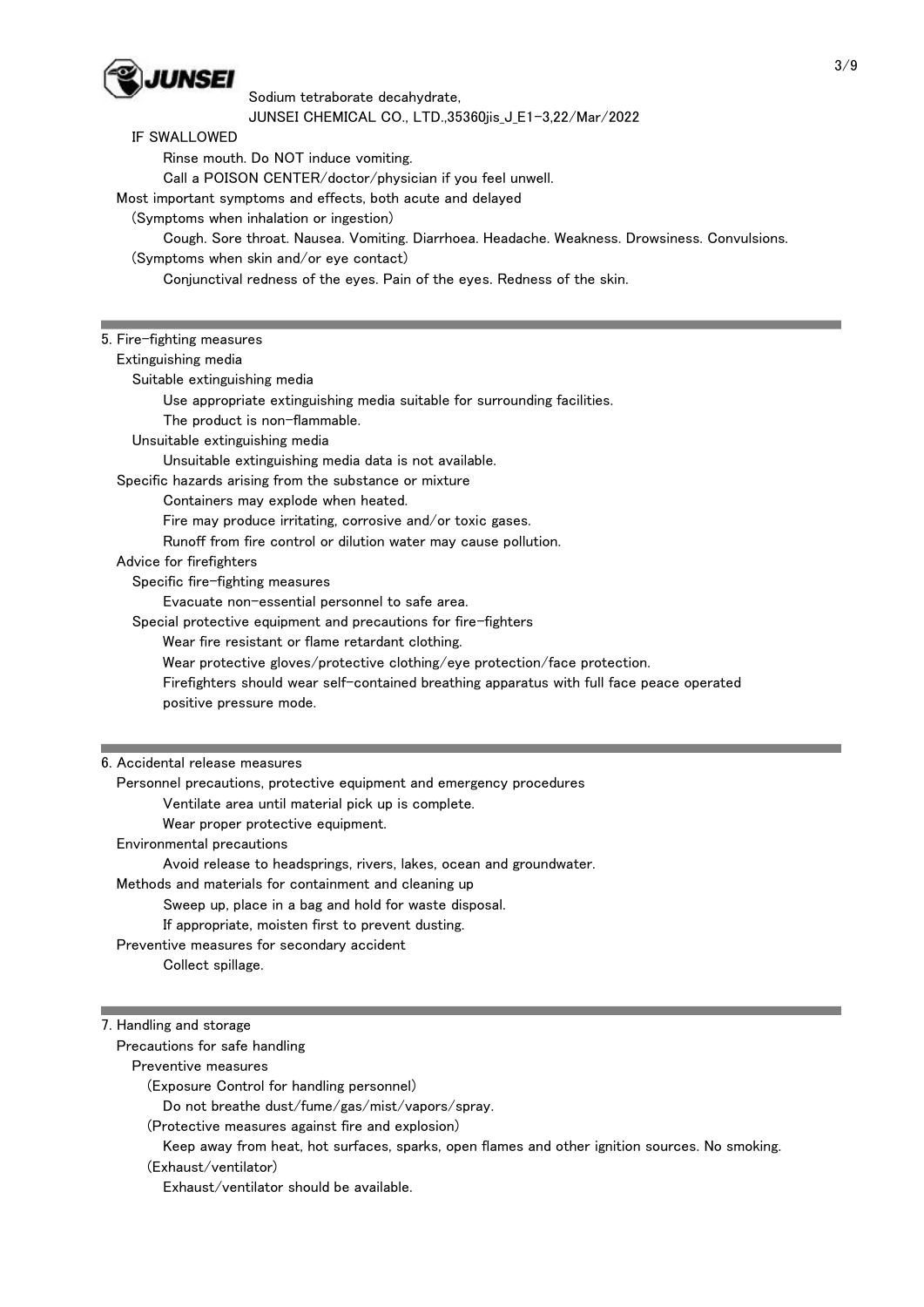IF SWALLOWED

Rinse mouth. Do NOT induce vomiting.

Call a POISON CENTER/doctor/physician if you feel unwell.

Most important symptoms and effects, both acute and delayed

(Symptoms when inhalation or ingestion)

Cough. Sore throat. Nausea. Vomiting. Diarrhoea. Headache. Weakness. Drowsiness. Convulsions.

(Symptoms when skin and/or eye contact)

Conjunctival redness of the eyes. Pain of the eyes. Redness of the skin.

## 5. Fire-fighting measures

Extinguishing media

Suitable extinguishing media

Use appropriate extinguishing media suitable for surrounding facilities.

The product is non-flammable.

Unsuitable extinguishing media

Unsuitable extinguishing media data is not available.

Specific hazards arising from the substance or mixture

Containers may explode when heated.

Fire may produce irritating, corrosive and/or toxic gases.

Runoff from fire control or dilution water may cause pollution.

Advice for firefighters

Specific fire-fighting measures

Evacuate non-essential personnel to safe area.

Special protective equipment and precautions for fire-fighters

Wear fire resistant or flame retardant clothing.

Wear protective gloves/protective clothing/eye protection/face protection.

Firefighters should wear self-contained breathing apparatus with full face peace operated positive pressure mode.

## 6. Accidental release measures

Personnel precautions, protective equipment and emergency procedures

Ventilate area until material pick up is complete.

Wear proper protective equipment.

Environmental precautions

Avoid release to headsprings, rivers, lakes, ocean and groundwater.

Methods and materials for containment and cleaning up

Sweep up, place in a bag and hold for waste disposal.

If appropriate, moisten first to prevent dusting.

Preventive measures for secondary accident

Collect spillage.

## 7. Handling and storage

Precautions for safe handling

Preventive measures

(Exposure Control for handling personnel)

Do not breathe dust/fume/gas/mist/vapors/spray.

(Protective measures against fire and explosion)

Keep away from heat, hot surfaces, sparks, open flames and other ignition sources. No smoking.

(Exhaust/ventilator)

Exhaust/ventilator should be available.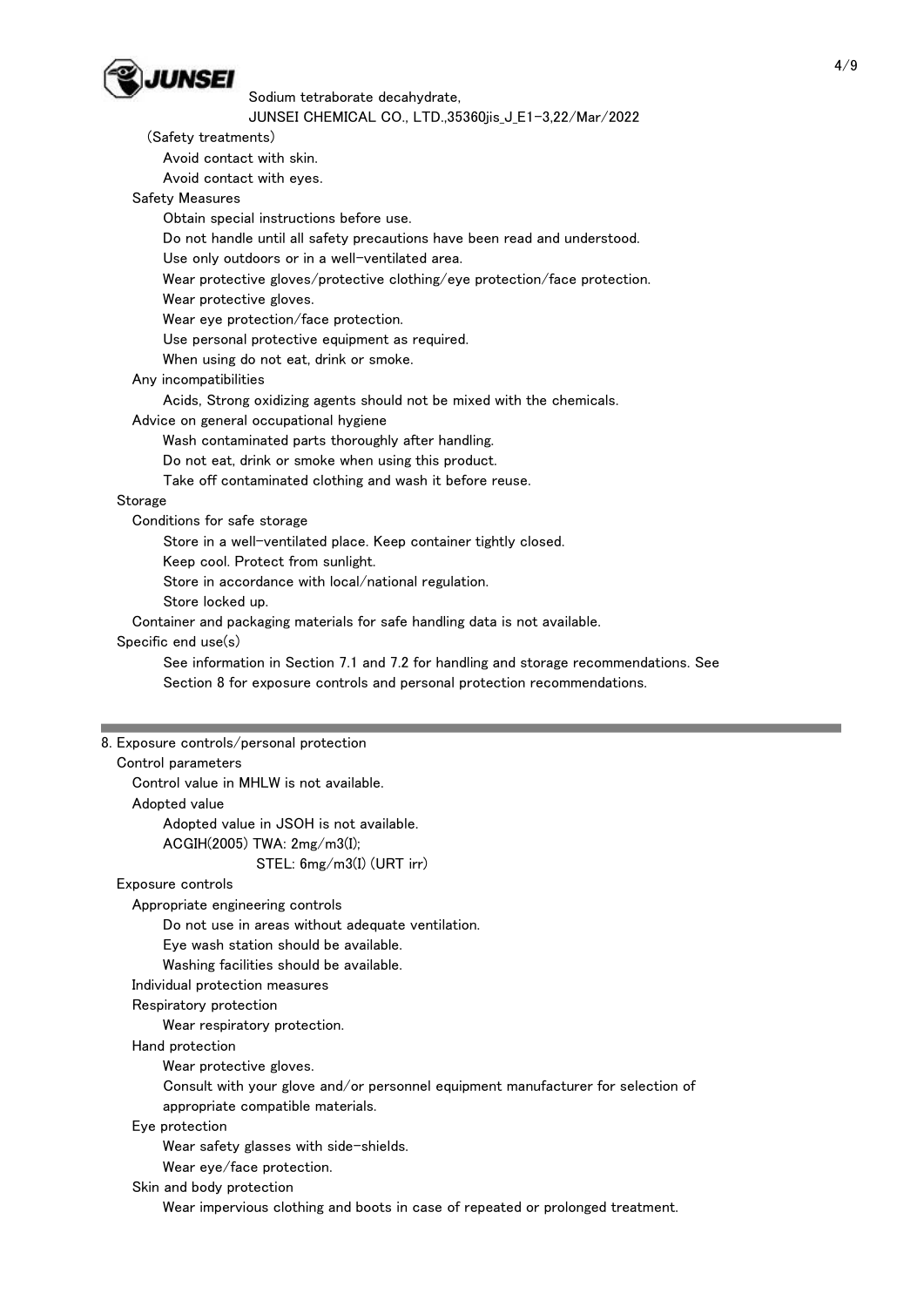(Safety treatments)

Avoid contact with skin.

Avoid contact with eyes.

Safety Measures

Obtain special instructions before use.

Do not handle until all safety precautions have been read and understood.

Use only outdoors or in a well-ventilated area.

Wear protective gloves/protective clothing/eye protection/face protection.

Wear protective gloves.

Wear eye protection/face protection.

Use personal protective equipment as required.

When using do not eat, drink or smoke.

Any incompatibilities

Acids, Strong oxidizing agents should not be mixed with the chemicals.

Advice on general occupational hygiene

Wash contaminated parts thoroughly after handling.

Do not eat, drink or smoke when using this product.

Take off contaminated clothing and wash it before reuse.

Storage

Conditions for safe storage

Store in a well-ventilated place. Keep container tightly closed.

Keep cool. Protect from sunlight.

Store in accordance with local/national regulation.

Store locked up.

Container and packaging materials for safe handling data is not available.

Specific end use(s)

See information in Section 7.1 and 7.2 for handling and storage recommendations. See Section 8 for exposure controls and personal protection recommendations.

## 8. Exposure controls/personal protection

Control parameters

Control value in MHLW is not available.

Adopted value

Adopted value in JSOH is not available.

ACGIH(2005) TWA: 2mg/m3(I);

STEL: 6mg/m3(I) (URT irr)

Exposure controls

Appropriate engineering controls

Do not use in areas without adequate ventilation.

Eye wash station should be available.

Washing facilities should be available.

Individual protection measures

Respiratory protection

Wear respiratory protection.

Hand protection

Wear protective gloves.

Consult with your glove and/or personnel equipment manufacturer for selection of appropriate compatible materials.

Eye protection

Wear safety glasses with side-shields.

Wear eye/face protection.

Skin and body protection

Wear impervious clothing and boots in case of repeated or prolonged treatment.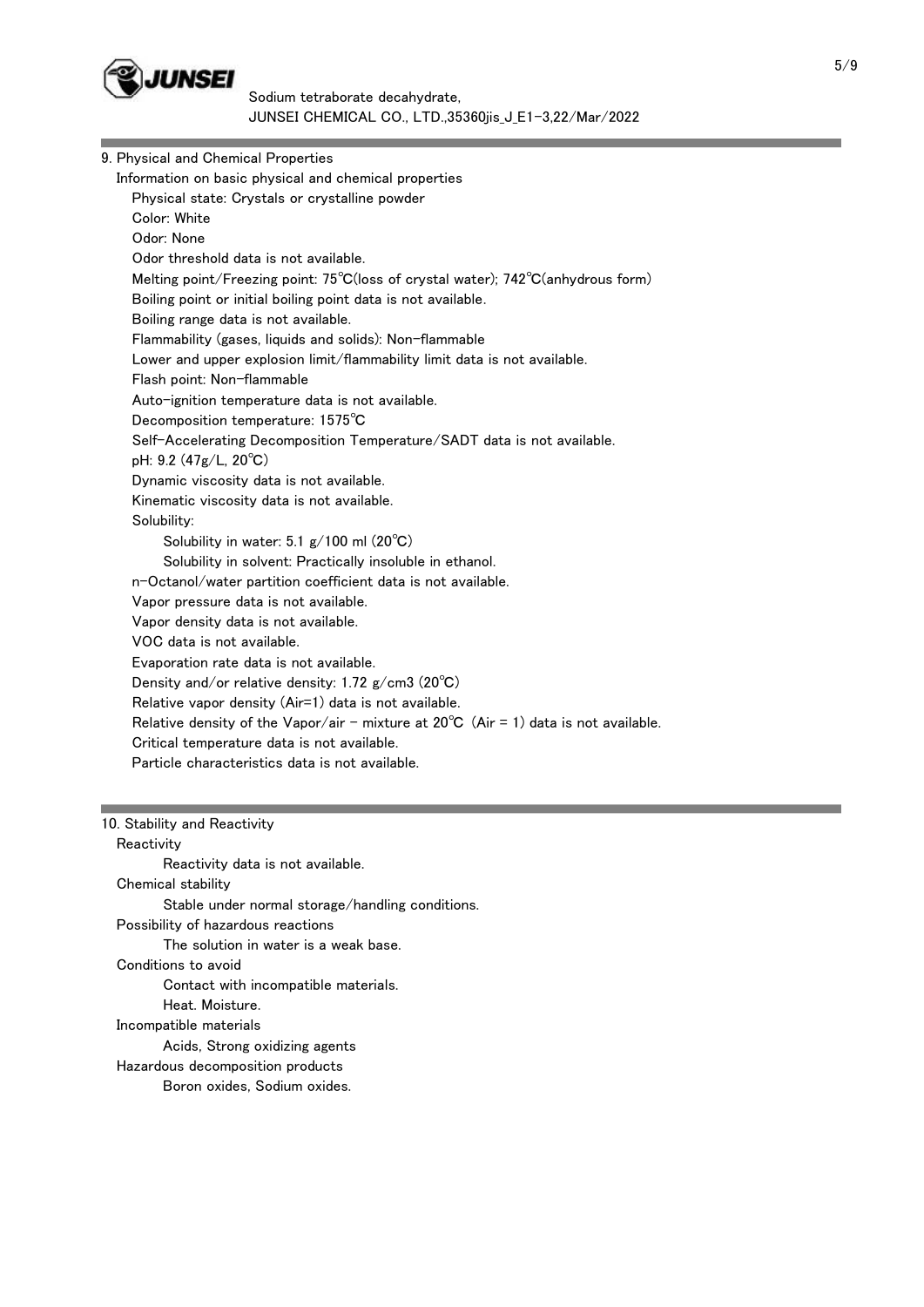## 9. Physical and Chemical Properties

Information on basic physical and chemical properties

- Physical state: Crystals or crystalline powder
- Color: White
- Odor: None
- Odor threshold data is not available.
- Melting point/Freezing point: 75℃(loss of crystal water); 742℃(anhydrous form)
- Boiling point or initial boiling point data is not available.
- Boiling range data is not available.
- Flammability (gases, liquids and solids): Non-flammable
- Lower and upper explosion limit/flammability limit data is not available.
- Flash point: Non-flammable
- Auto-ignition temperature data is not available.
- Decomposition temperature: 1575℃
- Self-Accelerating Decomposition Temperature/SADT data is not available.
- pH: 9.2 (47g/L, 20℃)
- Dynamic viscosity data is not available.
- Kinematic viscosity data is not available.
- Solubility:
  - Solubility in water: 5.1 g/100 ml (20℃)
  - Solubility in solvent: Practically insoluble in ethanol.
- n-Octanol/water partition coefficient data is not available.
- Vapor pressure data is not available.
- Vapor density data is not available.
- VOC data is not available.
- Evaporation rate data is not available.
- Density and/or relative density: 1.72 g/cm3 (20℃)
- Relative vapor density (Air=1) data is not available.
- Relative density of the Vapor/air - mixture at 20℃ (Air = 1) data is not available.
- Critical temperature data is not available.
- Particle characteristics data is not available.

## 10. Stability and Reactivity

**Reactivity**

Reactivity data is not available.

**Chemical stability**

Stable under normal storage/handling conditions.

**Possibility of hazardous reactions**

The solution in water is a weak base.

**Conditions to avoid**

Contact with incompatible materials.
Heat. Moisture.

**Incompatible materials**

Acids, Strong oxidizing agents

**Hazardous decomposition products**

Boron oxides, Sodium oxides.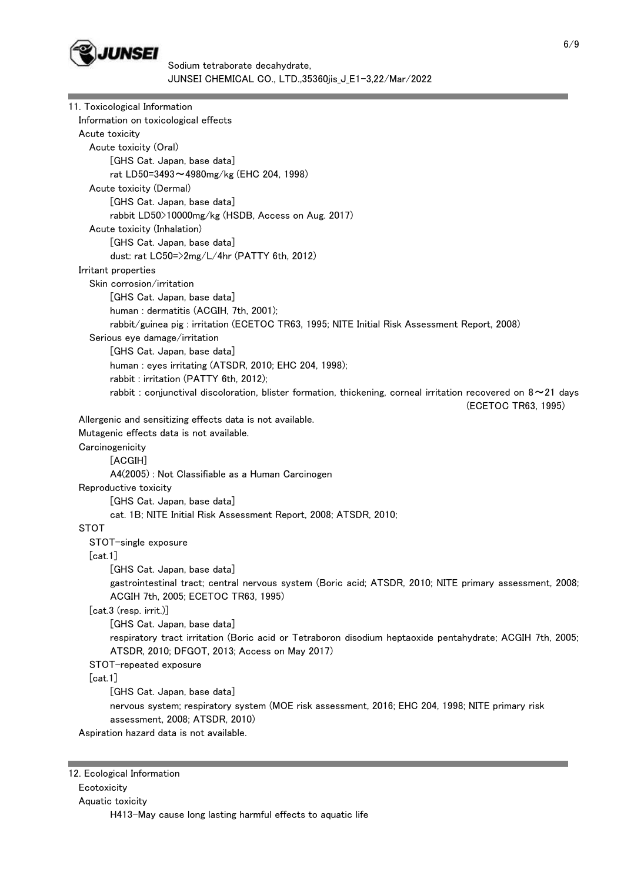## 11. Toxicological Information

Information on toxicological effects

Acute toxicity

Acute toxicity (Oral)

[GHS Cat. Japan, base data]

rat LD50=3493～4980mg/kg (EHC 204, 1998)

Acute toxicity (Dermal)

[GHS Cat. Japan, base data]

rabbit LD50>10000mg/kg (HSDB, Access on Aug. 2017)

Acute toxicity (Inhalation)

[GHS Cat. Japan, base data]

dust: rat LC50=>2mg/L/4hr (PATTY 6th, 2012)

Irritant properties

Skin corrosion/irritation

[GHS Cat. Japan, base data]

human : dermatitis (ACGIH, 7th, 2001);

rabbit/guinea pig : irritation (ECETOC TR63, 1995; NITE Initial Risk Assessment Report, 2008)

Serious eye damage/irritation

[GHS Cat. Japan, base data]

human : eyes irritating (ATSDR, 2010; EHC 204, 1998);

rabbit : irritation (PATTY 6th, 2012);

rabbit : conjunctival discoloration, blister formation, thickening, corneal irritation recovered on 8～21 days (ECETOC TR63, 1995)

Allergenic and sensitizing effects data is not available.

Mutagenic effects data is not available.

Carcinogenicity

[ACGIH]

A4(2005) : Not Classifiable as a Human Carcinogen

Reproductive toxicity

[GHS Cat. Japan, base data]

cat. 1B; NITE Initial Risk Assessment Report, 2008; ATSDR, 2010;

STOT

STOT-single exposure

[cat.1]

[GHS Cat. Japan, base data]

gastrointestinal tract; central nervous system (Boric acid; ATSDR, 2010; NITE primary assessment, 2008; ACGIH 7th, 2005; ECETOC TR63, 1995)

[cat.3 (resp. irrit.)]

[GHS Cat. Japan, base data]

respiratory tract irritation (Boric acid or Tetraboron disodium heptaoxide pentahydrate; ACGIH 7th, 2005; ATSDR, 2010; DFGOT, 2013; Access on May 2017)

STOT-repeated exposure

[cat.1]

[GHS Cat. Japan, base data]

nervous system; respiratory system (MOE risk assessment, 2016; EHC 204, 1998; NITE primary risk assessment, 2008; ATSDR, 2010)

Aspiration hazard data is not available.

## 12. Ecological Information

Ecotoxicity

Aquatic toxicity

H413-May cause long lasting harmful effects to aquatic life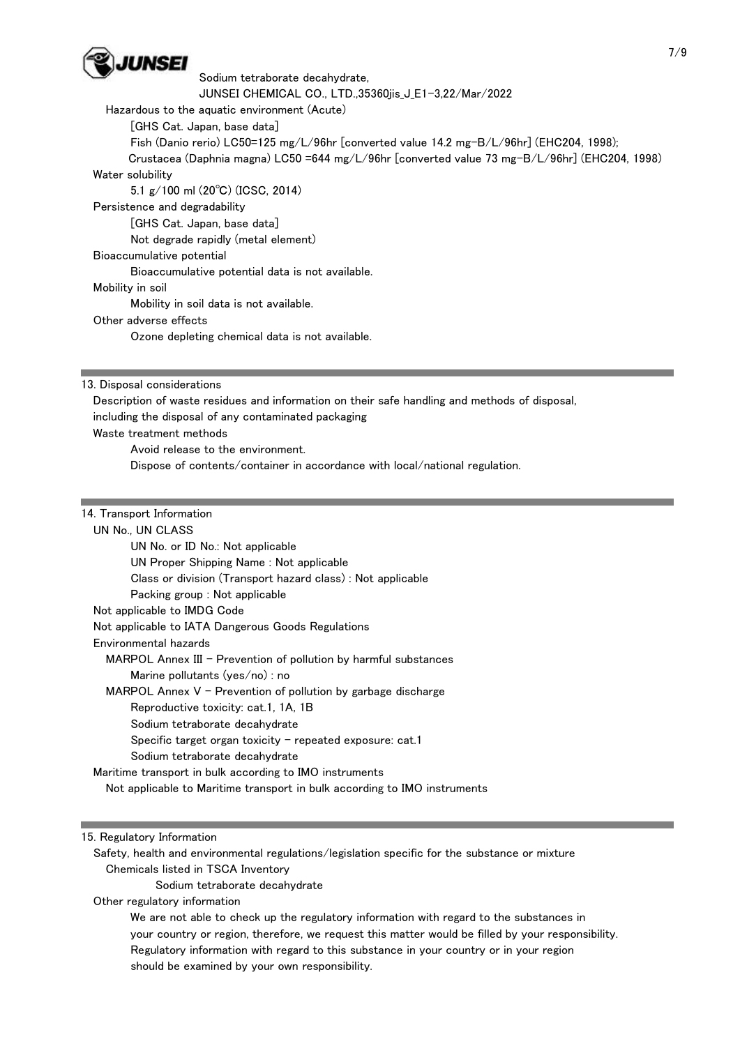Hazardous to the aquatic environment (Acute)

[GHS Cat. Japan, base data]

Fish (Danio rerio) LC50=125 mg/L/96hr [converted value 14.2 mg-B/L/96hr] (EHC204, 1998);

Crustacea (Daphnia magna) LC50 =644 mg/L/96hr [converted value 73 mg-B/L/96hr] (EHC204, 1998)

Water solubility

5.1 g/100 ml (20℃) (ICSC, 2014)

Persistence and degradability

[GHS Cat. Japan, base data]

Not degrade rapidly (metal element)

Bioaccumulative potential

Bioaccumulative potential data is not available.

Mobility in soil

Mobility in soil data is not available.

Other adverse effects

Ozone depleting chemical data is not available.

## 13. Disposal considerations

Description of waste residues and information on their safe handling and methods of disposal, including the disposal of any contaminated packaging

Waste treatment methods

Avoid release to the environment.

Dispose of contents/container in accordance with local/national regulation.

## 14. Transport Information

UN No., UN CLASS

UN No. or ID No.: Not applicable

UN Proper Shipping Name : Not applicable

Class or division (Transport hazard class) : Not applicable

Packing group : Not applicable

Not applicable to IMDG Code

Not applicable to IATA Dangerous Goods Regulations

Environmental hazards

MARPOL Annex III - Prevention of pollution by harmful substances

Marine pollutants (yes/no) : no

MARPOL Annex V - Prevention of pollution by garbage discharge

Reproductive toxicity: cat.1, 1A, 1B

Sodium tetraborate decahydrate

Specific target organ toxicity - repeated exposure: cat.1

Sodium tetraborate decahydrate

Maritime transport in bulk according to IMO instruments

Not applicable to Maritime transport in bulk according to IMO instruments

## 15. Regulatory Information

Safety, health and environmental regulations/legislation specific for the substance or mixture

Chemicals listed in TSCA Inventory

Sodium tetraborate decahydrate

Other regulatory information

We are not able to check up the regulatory information with regard to the substances in your country or region, therefore, we request this matter would be filled by your responsibility. Regulatory information with regard to this substance in your country or in your region should be examined by your own responsibility.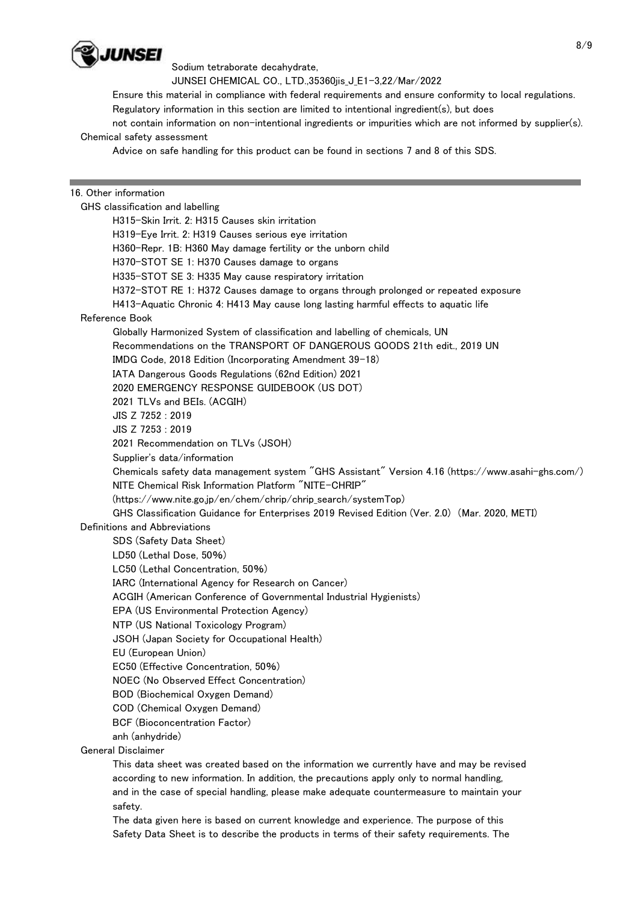Ensure this material in compliance with federal requirements and ensure conformity to local regulations.
Regulatory information in this section are limited to intentional ingredient(s), but does not contain information on non-intentional ingredients or impurities which are not informed by supplier(s).

Chemical safety assessment

Advice on safe handling for this product can be found in sections 7 and 8 of this SDS.

---

## 16. Other information

GHS classification and labelling

- H315-Skin Irrit. 2: H315 Causes skin irritation
- H319-Eye Irrit. 2: H319 Causes serious eye irritation
- H360-Repr. 1B: H360 May damage fertility or the unborn child
- H370-STOT SE 1: H370 Causes damage to organs
- H335-STOT SE 3: H335 May cause respiratory irritation
- H372-STOT RE 1: H372 Causes damage to organs through prolonged or repeated exposure
- H413-Aquatic Chronic 4: H413 May cause long lasting harmful effects to aquatic life

Reference Book

- Globally Harmonized System of classification and labelling of chemicals, UN
- Recommendations on the TRANSPORT OF DANGEROUS GOODS 21th edit., 2019 UN
- IMDG Code, 2018 Edition (Incorporating Amendment 39-18)
- IATA Dangerous Goods Regulations (62nd Edition) 2021
- 2020 EMERGENCY RESPONSE GUIDEBOOK (US DOT)
- 2021 TLVs and BEIs. (ACGIH)
- JIS Z 7252 : 2019
- JIS Z 7253 : 2019
- 2021 Recommendation on TLVs (JSOH)
- Supplier's data/information
- Chemicals safety data management system "GHS Assistant" Version 4.16 (https://www.asahi-ghs.com/)
- NITE Chemical Risk Information Platform "NITE-CHRIP" (https://www.nite.go.jp/en/chem/chrip/chrip_search/systemTop)
- GHS Classification Guidance for Enterprises 2019 Revised Edition (Ver. 2.0) (Mar. 2020, METI)

Definitions and Abbreviations

- SDS (Safety Data Sheet)
- LD50 (Lethal Dose, 50%)
- LC50 (Lethal Concentration, 50%)
- IARC (International Agency for Research on Cancer)
- ACGIH (American Conference of Governmental Industrial Hygienists)
- EPA (US Environmental Protection Agency)
- NTP (US National Toxicology Program)
- JSOH (Japan Society for Occupational Health)
- EU (European Union)
- EC50 (Effective Concentration, 50%)
- NOEC (No Observed Effect Concentration)
- BOD (Biochemical Oxygen Demand)
- COD (Chemical Oxygen Demand)
- BCF (Bioconcentration Factor)
- anh (anhydride)

General Disclaimer

This data sheet was created based on the information we currently have and may be revised according to new information. In addition, the precautions apply only to normal handling, and in the case of special handling, please make adequate countermeasure to maintain your safety.

The data given here is based on current knowledge and experience. The purpose of this Safety Data Sheet is to describe the products in terms of their safety requirements. The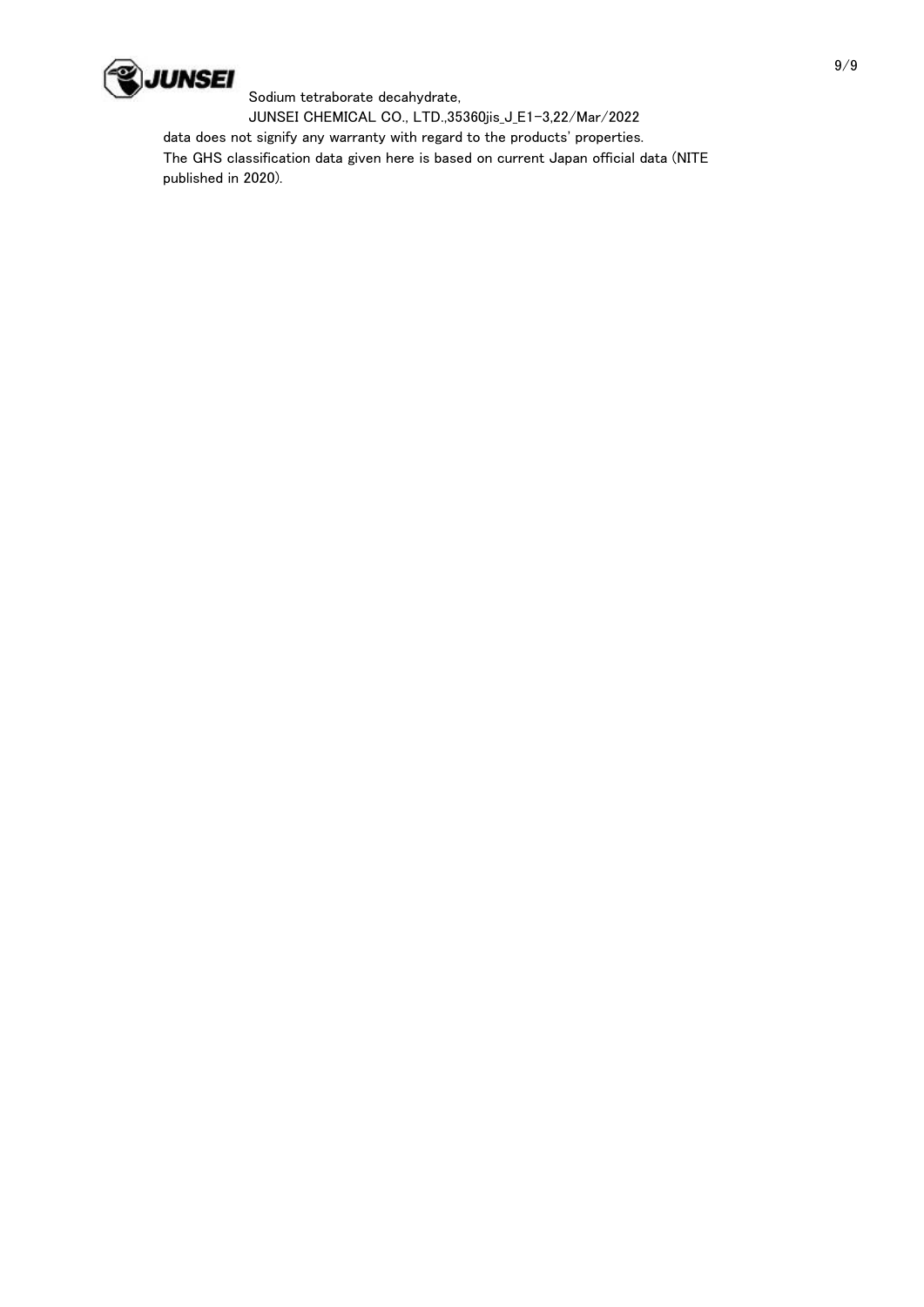data does not signify any warranty with regard to the products' properties.
The GHS classification data given here is based on current Japan official data (NITE published in 2020).